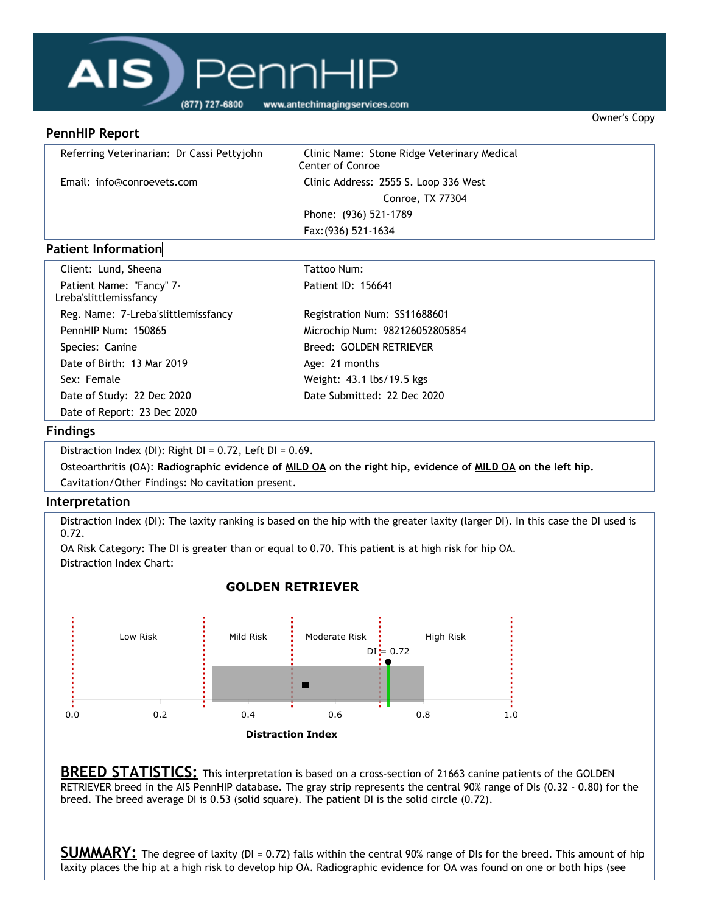AIS PennHIP

(877) 727-6800 www.antechimagingservices.com

Owner's Copy

## PennHIP Report

| | |
|---|---|
| Referring Veterinarian: Dr Cassi Pettyjohn | Clinic Name: Stone Ridge Veterinary Medical Center of Conroe |
| Email: info@conroevets.com | Clinic Address: 2555 S. Loop 336 West Conroe, TX 77304 |
| | Phone: (936) 521-1789 |
| | Fax: (936) 521-1634 |

## Patient Information

| | |
|---|---|
| Client: Lund, Sheena | Tattoo Num: |
| Patient Name: "Fancy" 7-Lreba'slittlemissfancy | Patient ID: 156641 |
| Reg. Name: 7-Lreba'slittlemissfancy | Registration Num: SS11688601 |
| PennHIP Num: 150865 | Microchip Num: 982126052805854 |
| Species: Canine | Breed: GOLDEN RETRIEVER |
| Date of Birth: 13 Mar 2019 | Age: 21 months |
| Sex: Female | Weight: 43.1 lbs/19.5 kgs |
| Date of Study: 22 Dec 2020 | Date Submitted: 22 Dec 2020 |
| Date of Report: 23 Dec 2020 | |

## Findings

Distraction Index (DI): Right DI = 0.72, Left DI = 0.69.

Osteoarthritis (OA): **Radiographic evidence of MILD OA on the right hip, evidence of MILD OA on the left hip.**

Cavitation/Other Findings: No cavitation present.

## Interpretation

Distraction Index (DI): The laxity ranking is based on the hip with the greater laxity (larger DI). In this case the DI used is 0.72.

OA Risk Category: The DI is greater than or equal to 0.70. This patient is at high risk for hip OA.

Distraction Index Chart:

**GOLDEN RETRIEVER**

Low Risk | Mild Risk | Moderate Risk | High Risk

DI = 0.72

0.0 0.2 0.4 0.6 0.8 1.0

**Distraction Index**

**BREED STATISTICS:** This interpretation is based on a cross-section of 21663 canine patients of the GOLDEN RETRIEVER breed in the AIS PennHIP database. The gray strip represents the central 90% range of DIs (0.32 - 0.80) for the breed. The breed average DI is 0.53 (solid square). The patient DI is the solid circle (0.72).

**SUMMARY:** The degree of laxity (DI = 0.72) falls within the central 90% range of DIs for the breed. This amount of hip laxity places the hip at a high risk to develop hip OA. Radiographic evidence for OA was found on one or both hips (see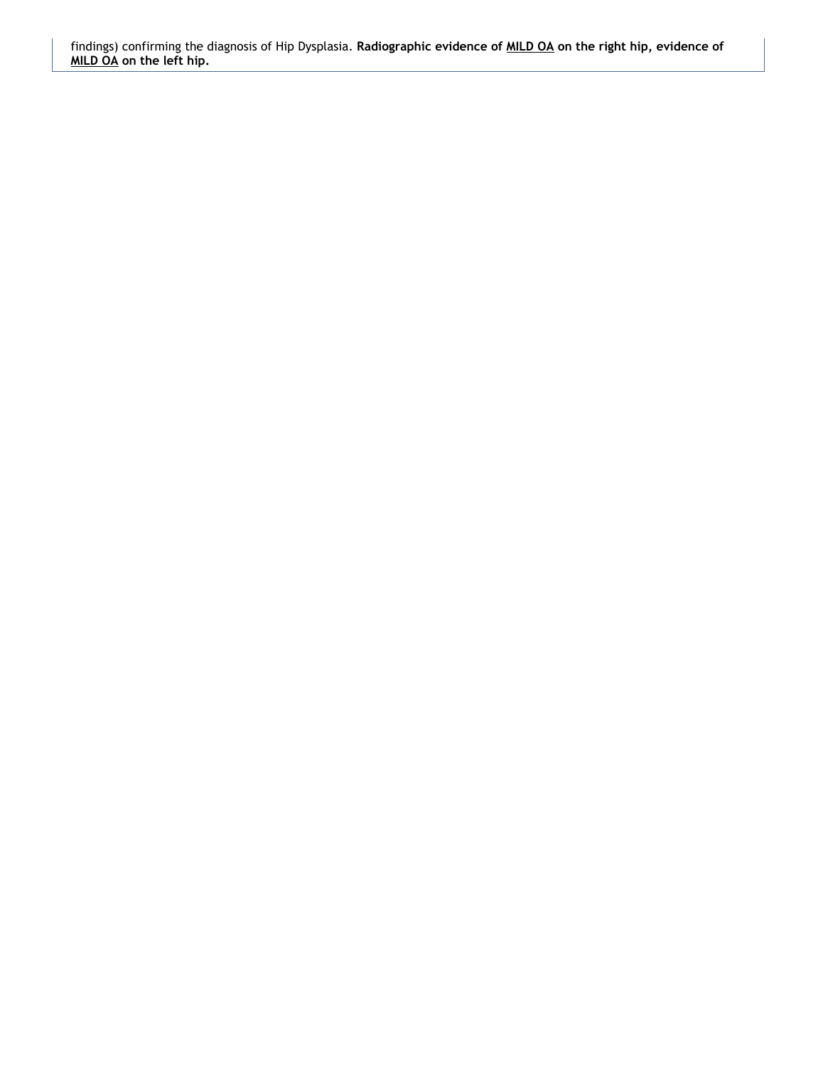findings) confirming the diagnosis of Hip Dysplasia. **Radiographic evidence of <u>MILD OA</u> on the right hip, evidence of <u>MILD OA</u> on the left hip.**